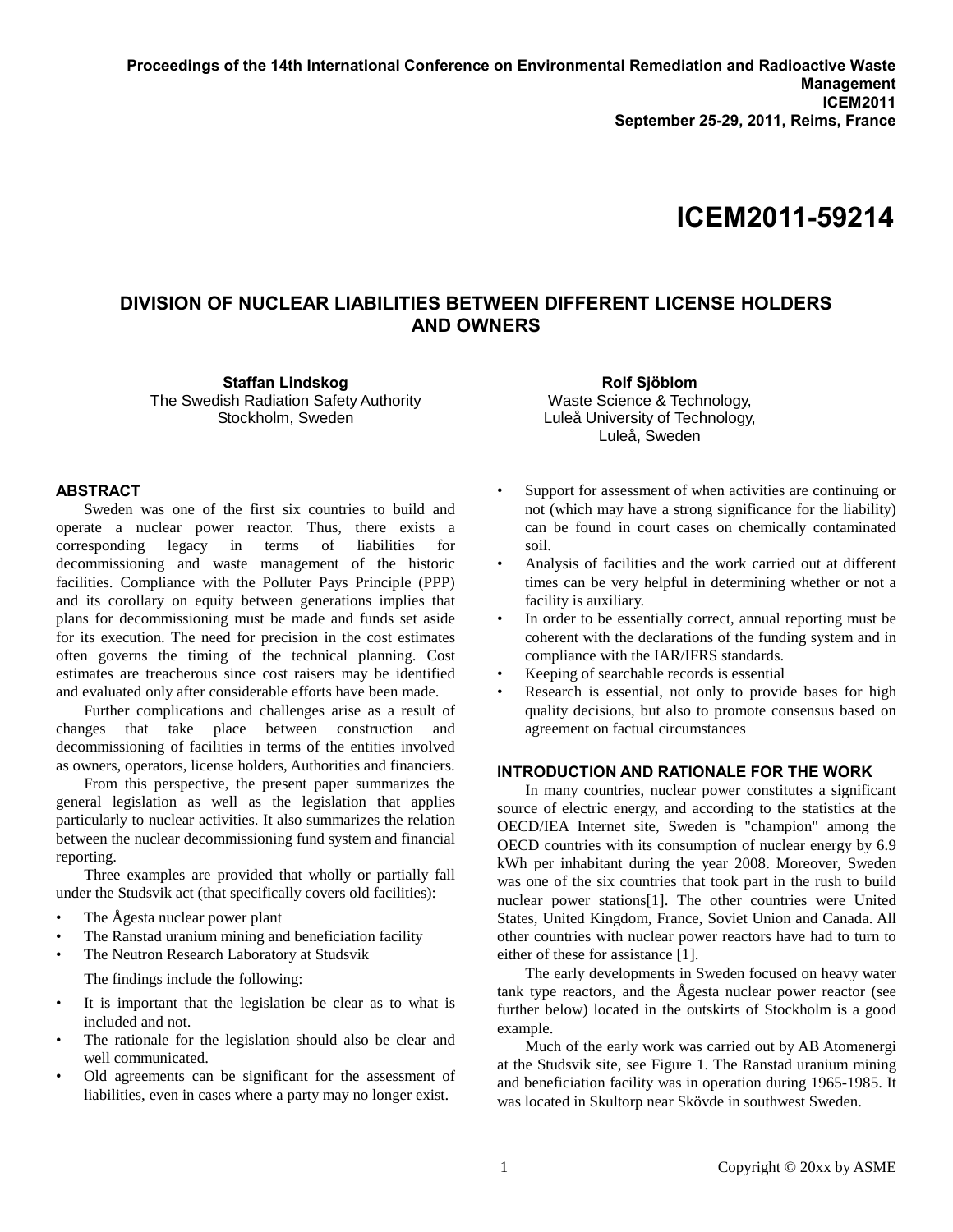Proceedings of the 14th International Conference on Environmental Remediation and Radioactive Waste Management
ICEM2011
September 25-29, 2011, Reims, France

# ICEM2011-59214

## DIVISION OF NUCLEAR LIABILITIES BETWEEN DIFFERENT LICENSE HOLDERS AND OWNERS

**Staffan Lindskog**
The Swedish Radiation Safety Authority
Stockholm, Sweden

**Rolf Sjöblom**
Waste Science & Technology,
Luleå University of Technology,
Luleå, Sweden

## ABSTRACT

Sweden was one of the first six countries to build and operate a nuclear power reactor. Thus, there exists a corresponding legacy in terms of liabilities for decommissioning and waste management of the historic facilities. Compliance with the Polluter Pays Principle (PPP) and its corollary on equity between generations implies that plans for decommissioning must be made and funds set aside for its execution. The need for precision in the cost estimates often governs the timing of the technical planning. Cost estimates are treacherous since cost raisers may be identified and evaluated only after considerable efforts have been made.

Further complications and challenges arise as a result of changes that take place between construction and decommissioning of facilities in terms of the entities involved as owners, operators, license holders, Authorities and financiers.

From this perspective, the present paper summarizes the general legislation as well as the legislation that applies particularly to nuclear activities. It also summarizes the relation between the nuclear decommissioning fund system and financial reporting.

Three examples are provided that wholly or partially fall under the Studsvik act (that specifically covers old facilities):

- The Ågesta nuclear power plant
- The Ranstad uranium mining and beneficiation facility
- The Neutron Research Laboratory at Studsvik

The findings include the following:

- It is important that the legislation be clear as to what is included and not.
- The rationale for the legislation should also be clear and well communicated.
- Old agreements can be significant for the assessment of liabilities, even in cases where a party may no longer exist.
- Support for assessment of when activities are continuing or not (which may have a strong significance for the liability) can be found in court cases on chemically contaminated soil.
- Analysis of facilities and the work carried out at different times can be very helpful in determining whether or not a facility is auxiliary.
- In order to be essentially correct, annual reporting must be coherent with the declarations of the funding system and in compliance with the IAR/IFRS standards.
- Keeping of searchable records is essential
- Research is essential, not only to provide bases for high quality decisions, but also to promote consensus based on agreement on factual circumstances

## INTRODUCTION AND RATIONALE FOR THE WORK

In many countries, nuclear power constitutes a significant source of electric energy, and according to the statistics at the OECD/IEA Internet site, Sweden is "champion" among the OECD countries with its consumption of nuclear energy by 6.9 kWh per inhabitant during the year 2008. Moreover, Sweden was one of the six countries that took part in the rush to build nuclear power stations[1]. The other countries were United States, United Kingdom, France, Soviet Union and Canada. All other countries with nuclear power reactors have had to turn to either of these for assistance [1].

The early developments in Sweden focused on heavy water tank type reactors, and the Ågesta nuclear power reactor (see further below) located in the outskirts of Stockholm is a good example.

Much of the early work was carried out by AB Atomenergi at the Studsvik site, see Figure 1. The Ranstad uranium mining and beneficiation facility was in operation during 1965-1985. It was located in Skultorp near Skövde in southwest Sweden.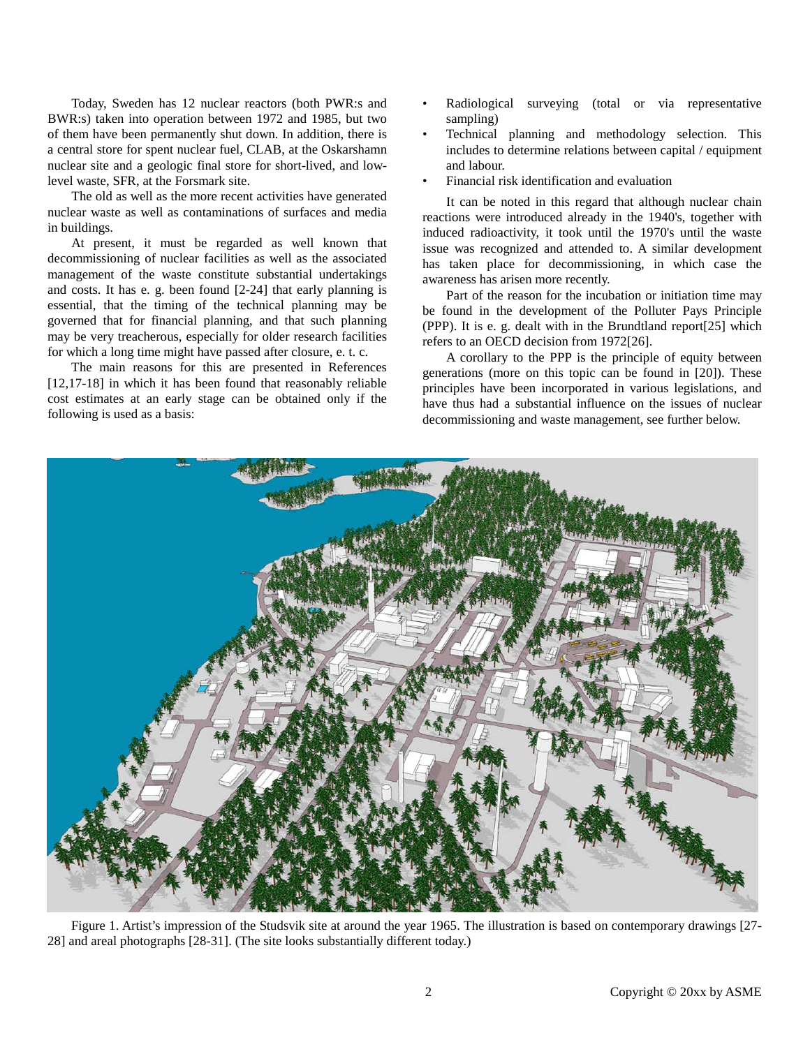Today, Sweden has 12 nuclear reactors (both PWR:s and BWR:s) taken into operation between 1972 and 1985, but two of them have been permanently shut down. In addition, there is a central store for spent nuclear fuel, CLAB, at the Oskarshamn nuclear site and a geologic final store for short-lived, and low-level waste, SFR, at the Forsmark site.

The old as well as the more recent activities have generated nuclear waste as well as contaminations of surfaces and media in buildings.

At present, it must be regarded as well known that decommissioning of nuclear facilities as well as the associated management of the waste constitute substantial undertakings and costs. It has e. g. been found [2-24] that early planning is essential, that the timing of the technical planning may be governed that for financial planning, and that such planning may be very treacherous, especially for older research facilities for which a long time might have passed after closure, e. t. c.

The main reasons for this are presented in References [12,17-18] in which it has been found that reasonably reliable cost estimates at an early stage can be obtained only if the following is used as a basis:

- Radiological surveying (total or via representative sampling)
- Technical planning and methodology selection. This includes to determine relations between capital / equipment and labour.
- Financial risk identification and evaluation

It can be noted in this regard that although nuclear chain reactions were introduced already in the 1940's, together with induced radioactivity, it took until the 1970's until the waste issue was recognized and attended to. A similar development has taken place for decommissioning, in which case the awareness has arisen more recently.

Part of the reason for the incubation or initiation time may be found in the development of the Polluter Pays Principle (PPP). It is e. g. dealt with in the Brundtland report[25] which refers to an OECD decision from 1972[26].

A corollary to the PPP is the principle of equity between generations (more on this topic can be found in [20]). These principles have been incorporated in various legislations, and have thus had a substantial influence on the issues of nuclear decommissioning and waste management, see further below.

Figure 1. Artist's impression of the Studsvik site at around the year 1965. The illustration is based on contemporary drawings [27-28] and areal photographs [28-31]. (The site looks substantially different today.)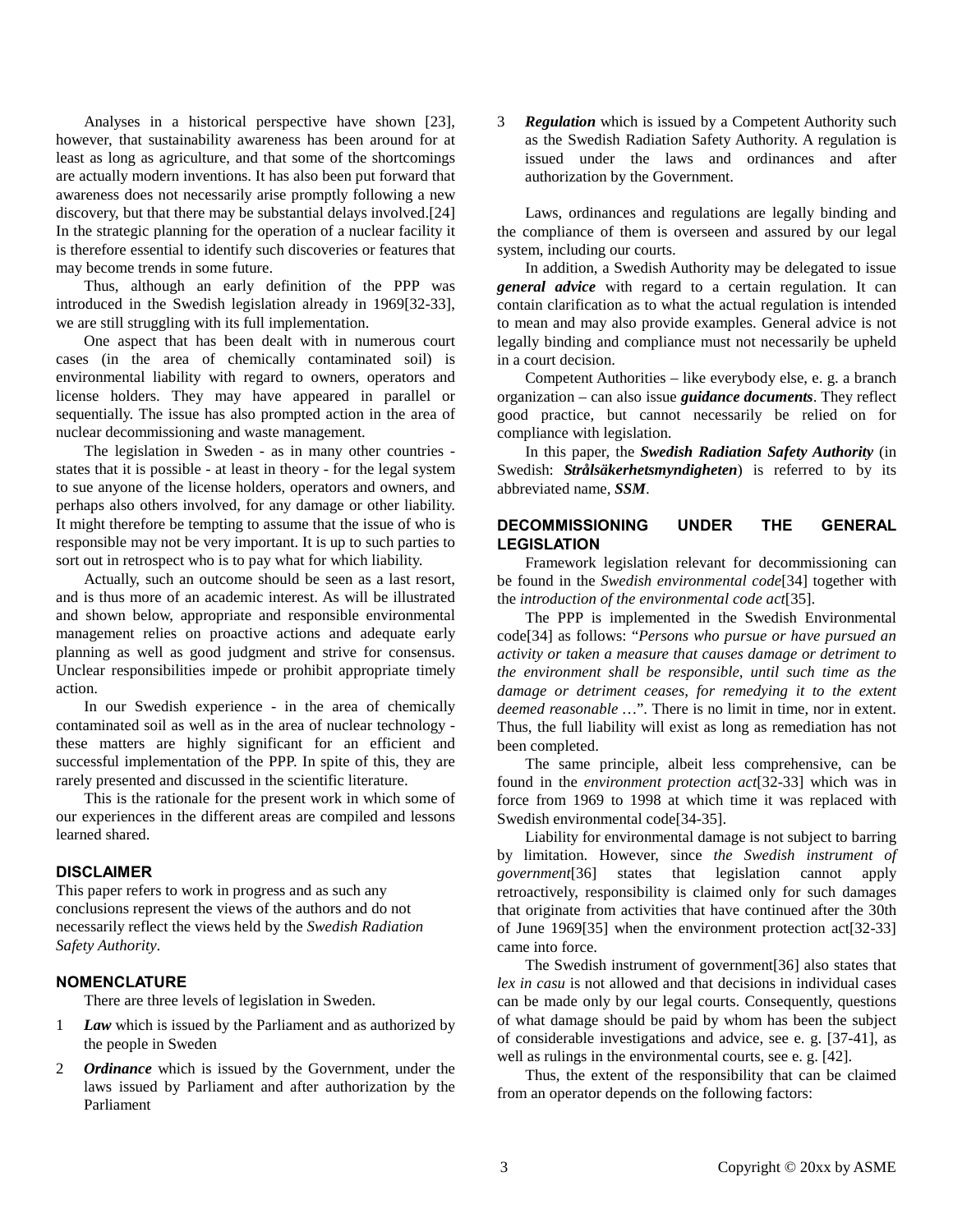Analyses in a historical perspective have shown [23], however, that sustainability awareness has been around for at least as long as agriculture, and that some of the shortcomings are actually modern inventions. It has also been put forward that awareness does not necessarily arise promptly following a new discovery, but that there may be substantial delays involved.[24] In the strategic planning for the operation of a nuclear facility it is therefore essential to identify such discoveries or features that may become trends in some future.

Thus, although an early definition of the PPP was introduced in the Swedish legislation already in 1969[32-33], we are still struggling with its full implementation.

One aspect that has been dealt with in numerous court cases (in the area of chemically contaminated soil) is environmental liability with regard to owners, operators and license holders. They may have appeared in parallel or sequentially. The issue has also prompted action in the area of nuclear decommissioning and waste management.

The legislation in Sweden - as in many other countries - states that it is possible - at least in theory - for the legal system to sue anyone of the license holders, operators and owners, and perhaps also others involved, for any damage or other liability. It might therefore be tempting to assume that the issue of who is responsible may not be very important. It is up to such parties to sort out in retrospect who is to pay what for which liability.

Actually, such an outcome should be seen as a last resort, and is thus more of an academic interest. As will be illustrated and shown below, appropriate and responsible environmental management relies on proactive actions and adequate early planning as well as good judgment and strive for consensus. Unclear responsibilities impede or prohibit appropriate timely action.

In our Swedish experience - in the area of chemically contaminated soil as well as in the area of nuclear technology - these matters are highly significant for an efficient and successful implementation of the PPP. In spite of this, they are rarely presented and discussed in the scientific literature.

This is the rationale for the present work in which some of our experiences in the different areas are compiled and lessons learned shared.

## DISCLAIMER

This paper refers to work in progress and as such any conclusions represent the views of the authors and do not necessarily reflect the views held by the *Swedish Radiation Safety Authority*.

## NOMENCLATURE

There are three levels of legislation in Sweden.

1. ***Law*** which is issued by the Parliament and as authorized by the people in Sweden
2. ***Ordinance*** which is issued by the Government, under the laws issued by Parliament and after authorization by the Parliament
3. ***Regulation*** which is issued by a Competent Authority such as the Swedish Radiation Safety Authority. A regulation is issued under the laws and ordinances and after authorization by the Government.

Laws, ordinances and regulations are legally binding and the compliance of them is overseen and assured by our legal system, including our courts.

In addition, a Swedish Authority may be delegated to issue ***general advice*** with regard to a certain regulation. It can contain clarification as to what the actual regulation is intended to mean and may also provide examples. General advice is not legally binding and compliance must not necessarily be upheld in a court decision.

Competent Authorities – like everybody else, e. g. a branch organization – can also issue ***guidance documents***. They reflect good practice, but cannot necessarily be relied on for compliance with legislation.

In this paper, the ***Swedish Radiation Safety Authority*** (in Swedish: ***Strålsäkerhetsmyndigheten***) is referred to by its abbreviated name, ***SSM***.

## DECOMMISSIONING UNDER THE GENERAL LEGISLATION

Framework legislation relevant for decommissioning can be found in the *Swedish environmental code*[34] together with the *introduction of the environmental code act*[35].

The PPP is implemented in the Swedish Environmental code[34] as follows: "*Persons who pursue or have pursued an activity or taken a measure that causes damage or detriment to the environment shall be responsible, until such time as the damage or detriment ceases, for remedying it to the extent deemed reasonable* …". There is no limit in time, nor in extent. Thus, the full liability will exist as long as remediation has not been completed.

The same principle, albeit less comprehensive, can be found in the *environment protection act*[32-33] which was in force from 1969 to 1998 at which time it was replaced with Swedish environmental code[34-35].

Liability for environmental damage is not subject to barring by limitation. However, since *the Swedish instrument of government*[36] states that legislation cannot apply retroactively, responsibility is claimed only for such damages that originate from activities that have continued after the 30th of June 1969[35] when the environment protection act[32-33] came into force.

The Swedish instrument of government[36] also states that *lex in casu* is not allowed and that decisions in individual cases can be made only by our legal courts. Consequently, questions of what damage should be paid by whom has been the subject of considerable investigations and advice, see e. g. [37-41], as well as rulings in the environmental courts, see e. g. [42].

Thus, the extent of the responsibility that can be claimed from an operator depends on the following factors: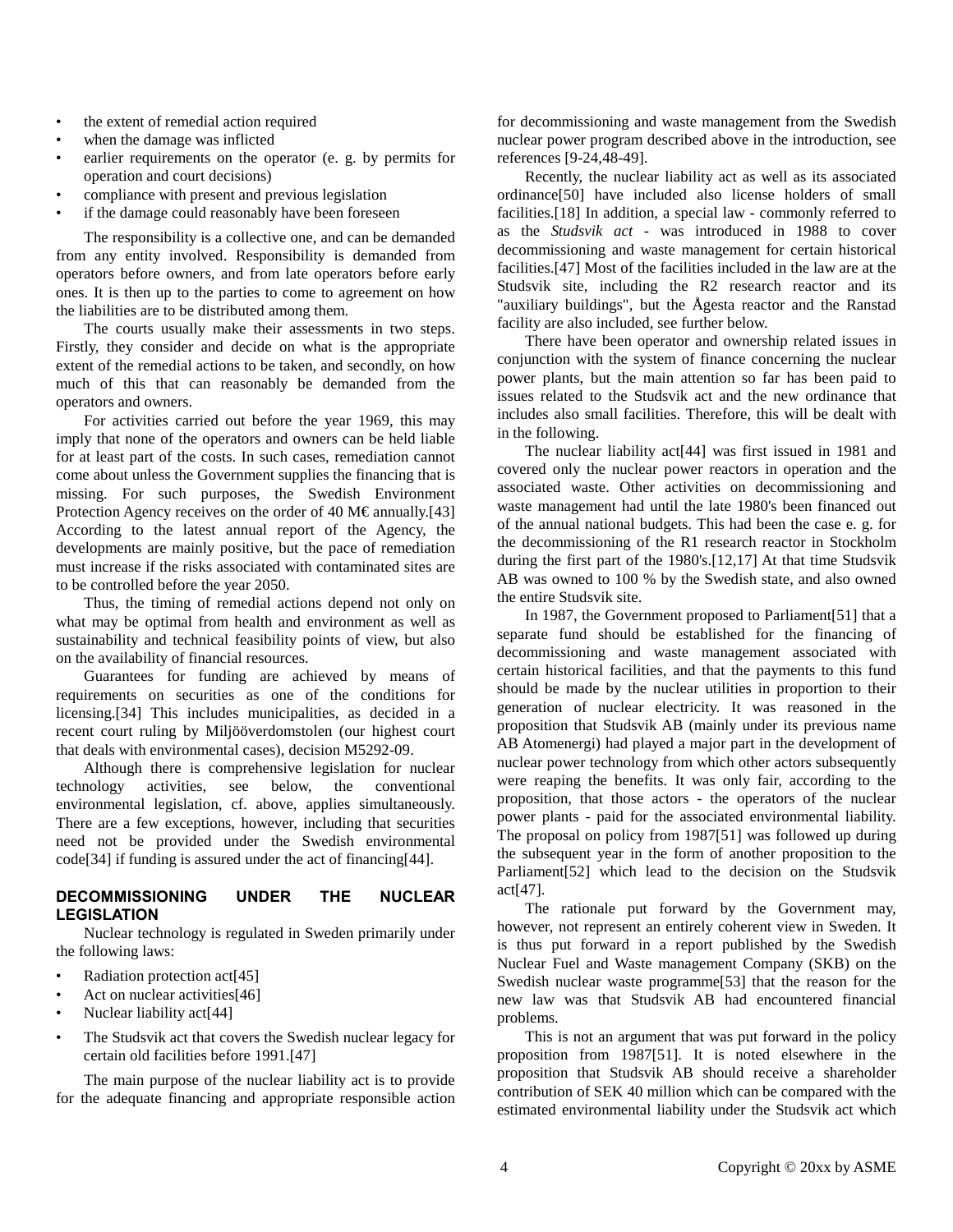- the extent of remedial action required
- when the damage was inflicted
- earlier requirements on the operator (e. g. by permits for operation and court decisions)
- compliance with present and previous legislation
- if the damage could reasonably have been foreseen

The responsibility is a collective one, and can be demanded from any entity involved. Responsibility is demanded from operators before owners, and from late operators before early ones. It is then up to the parties to come to agreement on how the liabilities are to be distributed among them.

The courts usually make their assessments in two steps. Firstly, they consider and decide on what is the appropriate extent of the remedial actions to be taken, and secondly, on how much of this that can reasonably be demanded from the operators and owners.

For activities carried out before the year 1969, this may imply that none of the operators and owners can be held liable for at least part of the costs. In such cases, remediation cannot come about unless the Government supplies the financing that is missing. For such purposes, the Swedish Environment Protection Agency receives on the order of 40 M€ annually.[43] According to the latest annual report of the Agency, the developments are mainly positive, but the pace of remediation must increase if the risks associated with contaminated sites are to be controlled before the year 2050.

Thus, the timing of remedial actions depend not only on what may be optimal from health and environment as well as sustainability and technical feasibility points of view, but also on the availability of financial resources.

Guarantees for funding are achieved by means of requirements on securities as one of the conditions for licensing.[34] This includes municipalities, as decided in a recent court ruling by Miljööverdomstolen (our highest court that deals with environmental cases), decision M5292-09.

Although there is comprehensive legislation for nuclear technology activities, see below, the conventional environmental legislation, cf. above, applies simultaneously. There are a few exceptions, however, including that securities need not be provided under the Swedish environmental code[34] if funding is assured under the act of financing[44].

## DECOMMISSIONING UNDER THE NUCLEAR LEGISLATION

Nuclear technology is regulated in Sweden primarily under the following laws:

- Radiation protection act[45]
- Act on nuclear activities[46]
- Nuclear liability act[44]
- The Studsvik act that covers the Swedish nuclear legacy for certain old facilities before 1991.[47]

The main purpose of the nuclear liability act is to provide for the adequate financing and appropriate responsible action for decommissioning and waste management from the Swedish nuclear power program described above in the introduction, see references [9-24,48-49].

Recently, the nuclear liability act as well as its associated ordinance[50] have included also license holders of small facilities.[18] In addition, a special law - commonly referred to as the *Studsvik act* - was introduced in 1988 to cover decommissioning and waste management for certain historical facilities.[47] Most of the facilities included in the law are at the Studsvik site, including the R2 research reactor and its "auxiliary buildings", but the Ågesta reactor and the Ranstad facility are also included, see further below.

There have been operator and ownership related issues in conjunction with the system of finance concerning the nuclear power plants, but the main attention so far has been paid to issues related to the Studsvik act and the new ordinance that includes also small facilities. Therefore, this will be dealt with in the following.

The nuclear liability act[44] was first issued in 1981 and covered only the nuclear power reactors in operation and the associated waste. Other activities on decommissioning and waste management had until the late 1980's been financed out of the annual national budgets. This had been the case e. g. for the decommissioning of the R1 research reactor in Stockholm during the first part of the 1980's.[12,17] At that time Studsvik AB was owned to 100 % by the Swedish state, and also owned the entire Studsvik site.

In 1987, the Government proposed to Parliament[51] that a separate fund should be established for the financing of decommissioning and waste management associated with certain historical facilities, and that the payments to this fund should be made by the nuclear utilities in proportion to their generation of nuclear electricity. It was reasoned in the proposition that Studsvik AB (mainly under its previous name AB Atomenergi) had played a major part in the development of nuclear power technology from which other actors subsequently were reaping the benefits. It was only fair, according to the proposition, that those actors - the operators of the nuclear power plants - paid for the associated environmental liability. The proposal on policy from 1987[51] was followed up during the subsequent year in the form of another proposition to the Parliament[52] which lead to the decision on the Studsvik act[47].

The rationale put forward by the Government may, however, not represent an entirely coherent view in Sweden. It is thus put forward in a report published by the Swedish Nuclear Fuel and Waste management Company (SKB) on the Swedish nuclear waste programme[53] that the reason for the new law was that Studsvik AB had encountered financial problems.

This is not an argument that was put forward in the policy proposition from 1987[51]. It is noted elsewhere in the proposition that Studsvik AB should receive a shareholder contribution of SEK 40 million which can be compared with the estimated environmental liability under the Studsvik act which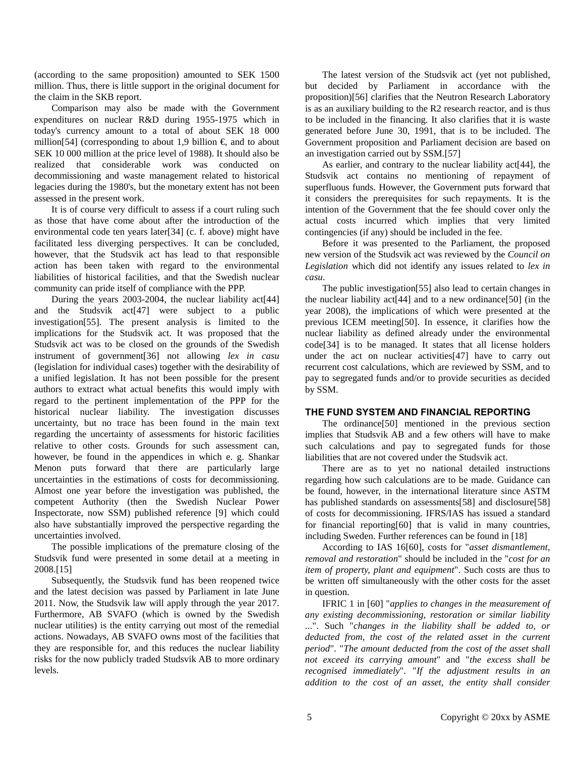(according to the same proposition) amounted to SEK 1500 million. Thus, there is little support in the original document for the claim in the SKB report.

Comparison may also be made with the Government expenditures on nuclear R&D during 1955-1975 which in today's currency amount to a total of about SEK 18 000 million[54] (corresponding to about 1,9 billion €, and to about SEK 10 000 million at the price level of 1988). It should also be realized that considerable work was conducted on decommissioning and waste management related to historical legacies during the 1980's, but the monetary extent has not been assessed in the present work.

It is of course very difficult to assess if a court ruling such as those that have come about after the introduction of the environmental code ten years later[34] (c. f. above) might have facilitated less diverging perspectives. It can be concluded, however, that the Studsvik act has lead to that responsible action has been taken with regard to the environmental liabilities of historical facilities, and that the Swedish nuclear community can pride itself of compliance with the PPP.

During the years 2003-2004, the nuclear liability act[44] and the Studsvik act[47] were subject to a public investigation[55]. The present analysis is limited to the implications for the Studsvik act. It was proposed that the Studsvik act was to be closed on the grounds of the Swedish instrument of government[36] not allowing *lex in casu* (legislation for individual cases) together with the desirability of a unified legislation. It has not been possible for the present authors to extract what actual benefits this would imply with regard to the pertinent implementation of the PPP for the historical nuclear liability. The investigation discusses uncertainty, but no trace has been found in the main text regarding the uncertainty of assessments for historic facilities relative to other costs. Grounds for such assessment can, however, be found in the appendices in which e. g. Shankar Menon puts forward that there are particularly large uncertainties in the estimations of costs for decommissioning. Almost one year before the investigation was published, the competent Authority (then the Swedish Nuclear Power Inspectorate, now SSM) published reference [9] which could also have substantially improved the perspective regarding the uncertainties involved.

The possible implications of the premature closing of the Studsvik fund were presented in some detail at a meeting in 2008.[15]

Subsequently, the Studsvik fund has been reopened twice and the latest decision was passed by Parliament in late June 2011. Now, the Studsvik law will apply through the year 2017. Furthermore, AB SVAFO (which is owned by the Swedish nuclear utilities) is the entity carrying out most of the remedial actions. Nowadays, AB SVAFO owns most of the facilities that they are responsible for, and this reduces the nuclear liability risks for the now publicly traded Studsvik AB to more ordinary levels.

The latest version of the Studsvik act (yet not published, but decided by Parliament in accordance with the proposition)[56] clarifies that the Neutron Research Laboratory is as an auxiliary building to the R2 research reactor, and is thus to be included in the financing. It also clarifies that it is waste generated before June 30, 1991, that is to be included. The Government proposition and Parliament decision are based on an investigation carried out by SSM.[57]

As earlier, and contrary to the nuclear liability act[44], the Studsvik act contains no mentioning of repayment of superfluous funds. However, the Government puts forward that it considers the prerequisites for such repayments. It is the intention of the Government that the fee should cover only the actual costs incurred which implies that very limited contingencies (if any) should be included in the fee.

Before it was presented to the Parliament, the proposed new version of the Studsvik act was reviewed by the *Council on Legislation* which did not identify any issues related to *lex in casu*.

The public investigation[55] also lead to certain changes in the nuclear liability act[44] and to a new ordinance[50] (in the year 2008), the implications of which were presented at the previous ICEM meeting[50]. In essence, it clarifies how the nuclear liability as defined already under the environmental code[34] is to be managed. It states that all license holders under the act on nuclear activities[47] have to carry out recurrent cost calculations, which are reviewed by SSM, and to pay to segregated funds and/or to provide securities as decided by SSM.

## THE FUND SYSTEM AND FINANCIAL REPORTING

The ordinance[50] mentioned in the previous section implies that Studsvik AB and a few others will have to make such calculations and pay to segregated funds for those liabilities that are not covered under the Studsvik act.

There are as to yet no national detailed instructions regarding how such calculations are to be made. Guidance can be found, however, in the international literature since ASTM has published standards on assessments[58] and disclosure[58] of costs for decommissioning. IFRS/IAS has issued a standard for financial reporting[60] that is valid in many countries, including Sweden. Further references can be found in [18]

According to IAS 16[60], costs for "*asset dismantlement, removal and restoration*" should be included in the "*cost for an item of property, plant and equipment*". Such costs are thus to be written off simultaneously with the other costs for the asset in question.

IFRIC 1 in [60] "*applies to changes in the measurement of any existing decommissioning, restoration or similar liability ...*". Such "*changes in the liability shall be added to, or deducted from, the cost of the related asset in the current period*". "*The amount deducted from the cost of the asset shall not exceed its carrying amount*" and "*the excess shall be recognised immediately*". "*If the adjustment results in an addition to the cost of an asset, the entity shall consider*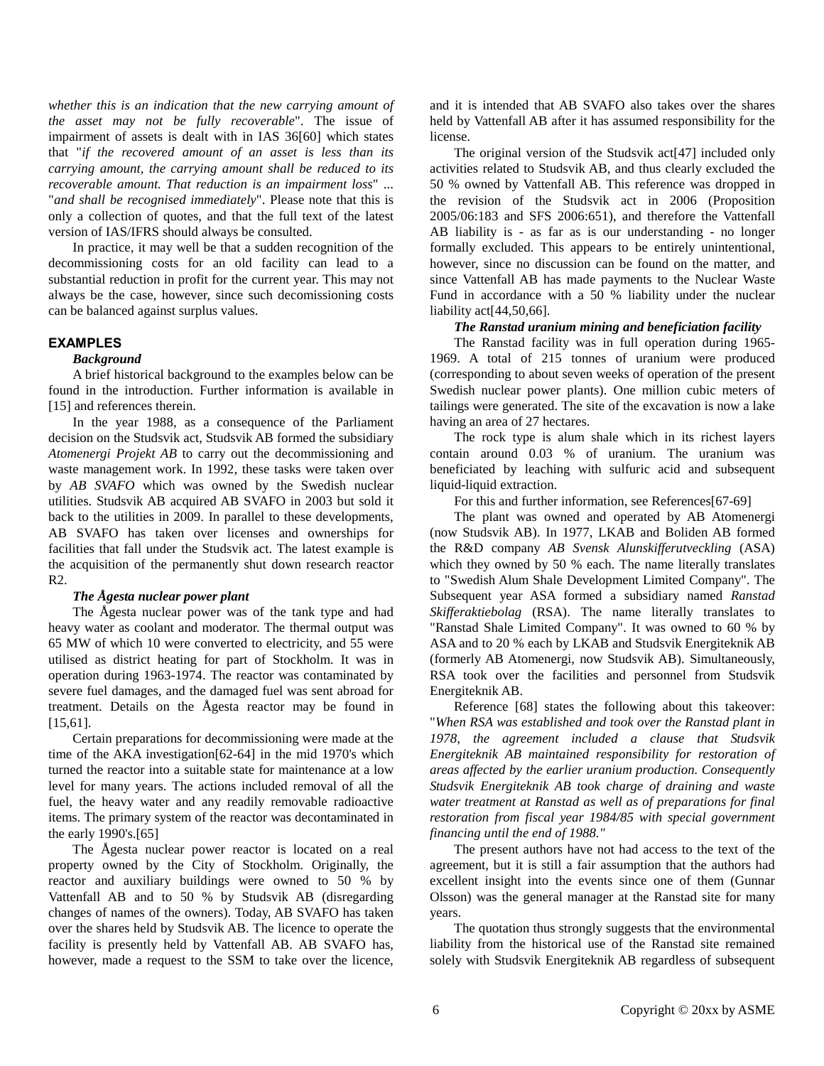*whether this is an indication that the new carrying amount of the asset may not be fully recoverable*". The issue of impairment of assets is dealt with in IAS 36[60] which states that "*if the recovered amount of an asset is less than its carrying amount, the carrying amount shall be reduced to its recoverable amount. That reduction is an impairment loss*" ... "*and shall be recognised immediately*". Please note that this is only a collection of quotes, and that the full text of the latest version of IAS/IFRS should always be consulted.

In practice, it may well be that a sudden recognition of the decommissioning costs for an old facility can lead to a substantial reduction in profit for the current year. This may not always be the case, however, since such decomissioning costs can be balanced against surplus values.

## EXAMPLES

***Background***

A brief historical background to the examples below can be found in the introduction. Further information is available in [15] and references therein.

In the year 1988, as a consequence of the Parliament decision on the Studsvik act, Studsvik AB formed the subsidiary *Atomenergi Projekt AB* to carry out the decommissioning and waste management work. In 1992, these tasks were taken over by *AB SVAFO* which was owned by the Swedish nuclear utilities. Studsvik AB acquired AB SVAFO in 2003 but sold it back to the utilities in 2009. In parallel to these developments, AB SVAFO has taken over licenses and ownerships for facilities that fall under the Studsvik act. The latest example is the acquisition of the permanently shut down research reactor R2.

***The Ågesta nuclear power plant***

The Ågesta nuclear power was of the tank type and had heavy water as coolant and moderator. The thermal output was 65 MW of which 10 were converted to electricity, and 55 were utilised as district heating for part of Stockholm. It was in operation during 1963-1974. The reactor was contaminated by severe fuel damages, and the damaged fuel was sent abroad for treatment. Details on the Ågesta reactor may be found in [15,61].

Certain preparations for decommissioning were made at the time of the AKA investigation[62-64] in the mid 1970's which turned the reactor into a suitable state for maintenance at a low level for many years. The actions included removal of all the fuel, the heavy water and any readily removable radioactive items. The primary system of the reactor was decontaminated in the early 1990's.[65]

The Ågesta nuclear power reactor is located on a real property owned by the City of Stockholm. Originally, the reactor and auxiliary buildings were owned to 50 % by Vattenfall AB and to 50 % by Studsvik AB (disregarding changes of names of the owners). Today, AB SVAFO has taken over the shares held by Studsvik AB. The licence to operate the facility is presently held by Vattenfall AB. AB SVAFO has, however, made a request to the SSM to take over the licence, and it is intended that AB SVAFO also takes over the shares held by Vattenfall AB after it has assumed responsibility for the license.

The original version of the Studsvik act[47] included only activities related to Studsvik AB, and thus clearly excluded the 50 % owned by Vattenfall AB. This reference was dropped in the revision of the Studsvik act in 2006 (Proposition 2005/06:183 and SFS 2006:651), and therefore the Vattenfall AB liability is - as far as is our understanding - no longer formally excluded. This appears to be entirely unintentional, however, since no discussion can be found on the matter, and since Vattenfall AB has made payments to the Nuclear Waste Fund in accordance with a 50 % liability under the nuclear liability act[44,50,66].

***The Ranstad uranium mining and beneficiation facility***

The Ranstad facility was in full operation during 1965-1969. A total of 215 tonnes of uranium were produced (corresponding to about seven weeks of operation of the present Swedish nuclear power plants). One million cubic meters of tailings were generated. The site of the excavation is now a lake having an area of 27 hectares.

The rock type is alum shale which in its richest layers contain around 0.03 % of uranium. The uranium was beneficiated by leaching with sulfuric acid and subsequent liquid-liquid extraction.

For this and further information, see References[67-69]

The plant was owned and operated by AB Atomenergi (now Studsvik AB). In 1977, LKAB and Boliden AB formed the R&D company *AB Svensk Alunskifferutveckling* (ASA) which they owned by 50 % each. The name literally translates to "Swedish Alum Shale Development Limited Company". The Subsequent year ASA formed a subsidiary named *Ranstad Skifferaktiebolag* (RSA). The name literally translates to "Ranstad Shale Limited Company". It was owned to 60 % by ASA and to 20 % each by LKAB and Studsvik Energiteknik AB (formerly AB Atomenergi, now Studsvik AB). Simultaneously, RSA took over the facilities and personnel from Studsvik Energiteknik AB.

Reference [68] states the following about this takeover: "*When RSA was established and took over the Ranstad plant in 1978, the agreement included a clause that Studsvik Energiteknik AB maintained responsibility for restoration of areas affected by the earlier uranium production. Consequently Studsvik Energiteknik AB took charge of draining and waste water treatment at Ranstad as well as of preparations for final restoration from fiscal year 1984/85 with special government financing until the end of 1988.*"

The present authors have not had access to the text of the agreement, but it is still a fair assumption that the authors had excellent insight into the events since one of them (Gunnar Olsson) was the general manager at the Ranstad site for many years.

The quotation thus strongly suggests that the environmental liability from the historical use of the Ranstad site remained solely with Studsvik Energiteknik AB regardless of subsequent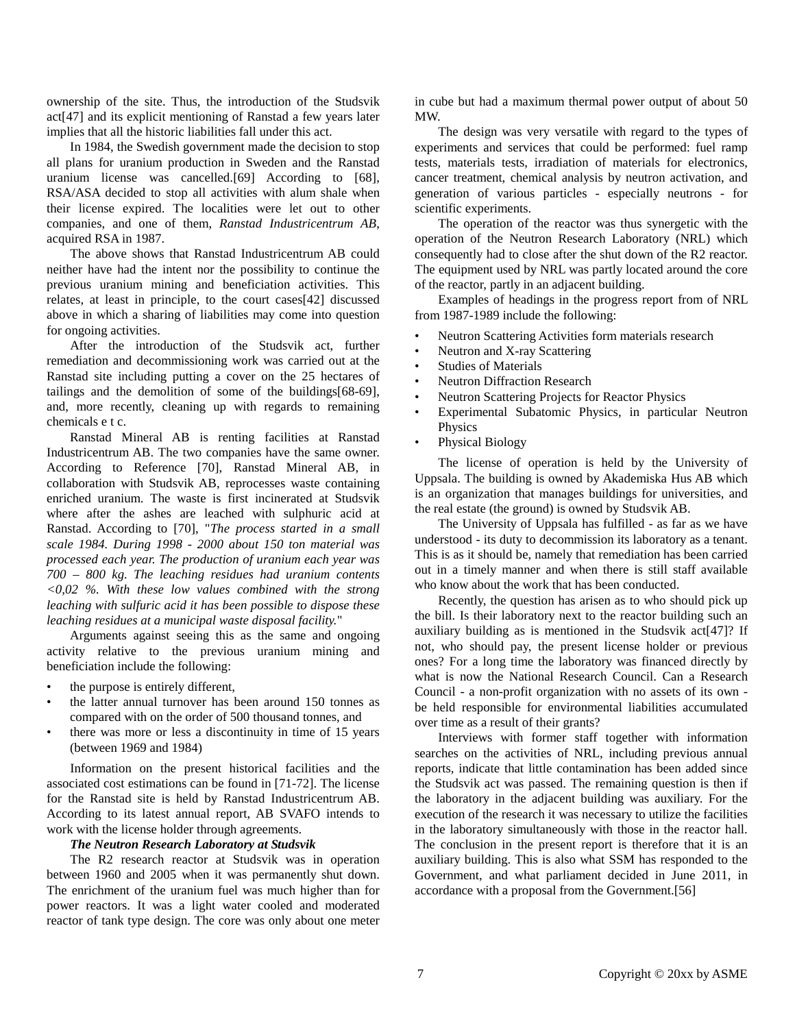ownership of the site. Thus, the introduction of the Studsvik act[47] and its explicit mentioning of Ranstad a few years later implies that all the historic liabilities fall under this act.

In 1984, the Swedish government made the decision to stop all plans for uranium production in Sweden and the Ranstad uranium license was cancelled.[69] According to [68], RSA/ASA decided to stop all activities with alum shale when their license expired. The localities were let out to other companies, and one of them, *Ranstad Industricentrum AB*, acquired RSA in 1987.

The above shows that Ranstad Industricentrum AB could neither have had the intent nor the possibility to continue the previous uranium mining and beneficiation activities. This relates, at least in principle, to the court cases[42] discussed above in which a sharing of liabilities may come into question for ongoing activities.

After the introduction of the Studsvik act, further remediation and decommissioning work was carried out at the Ranstad site including putting a cover on the 25 hectares of tailings and the demolition of some of the buildings[68-69], and, more recently, cleaning up with regards to remaining chemicals e t c.

Ranstad Mineral AB is renting facilities at Ranstad Industricentrum AB. The two companies have the same owner. According to Reference [70], Ranstad Mineral AB, in collaboration with Studsvik AB, reprocesses waste containing enriched uranium. The waste is first incinerated at Studsvik where after the ashes are leached with sulphuric acid at Ranstad. According to [70], "*The process started in a small scale 1984. During 1998 - 2000 about 150 ton material was processed each year. The production of uranium each year was 700 – 800 kg. The leaching residues had uranium contents <0,02 %. With these low values combined with the strong leaching with sulfuric acid it has been possible to dispose these leaching residues at a municipal waste disposal facility.*"

Arguments against seeing this as the same and ongoing activity relative to the previous uranium mining and beneficiation include the following:

- the purpose is entirely different,
- the latter annual turnover has been around 150 tonnes as compared with on the order of 500 thousand tonnes, and
- there was more or less a discontinuity in time of 15 years (between 1969 and 1984)

Information on the present historical facilities and the associated cost estimations can be found in [71-72]. The license for the Ranstad site is held by Ranstad Industricentrum AB. According to its latest annual report, AB SVAFO intends to work with the license holder through agreements.

***The Neutron Research Laboratory at Studsvik***

The R2 research reactor at Studsvik was in operation between 1960 and 2005 when it was permanently shut down. The enrichment of the uranium fuel was much higher than for power reactors. It was a light water cooled and moderated reactor of tank type design. The core was only about one meter in cube but had a maximum thermal power output of about 50 MW.

The design was very versatile with regard to the types of experiments and services that could be performed: fuel ramp tests, materials tests, irradiation of materials for electronics, cancer treatment, chemical analysis by neutron activation, and generation of various particles - especially neutrons - for scientific experiments.

The operation of the reactor was thus synergetic with the operation of the Neutron Research Laboratory (NRL) which consequently had to close after the shut down of the R2 reactor. The equipment used by NRL was partly located around the core of the reactor, partly in an adjacent building.

Examples of headings in the progress report from of NRL from 1987-1989 include the following:

- Neutron Scattering Activities form materials research
- Neutron and X-ray Scattering
- Studies of Materials
- Neutron Diffraction Research
- Neutron Scattering Projects for Reactor Physics
- Experimental Subatomic Physics, in particular Neutron Physics
- Physical Biology

The license of operation is held by the University of Uppsala. The building is owned by Akademiska Hus AB which is an organization that manages buildings for universities, and the real estate (the ground) is owned by Studsvik AB.

The University of Uppsala has fulfilled - as far as we have understood - its duty to decommission its laboratory as a tenant. This is as it should be, namely that remediation has been carried out in a timely manner and when there is still staff available who know about the work that has been conducted.

Recently, the question has arisen as to who should pick up the bill. Is their laboratory next to the reactor building such an auxiliary building as is mentioned in the Studsvik act[47]? If not, who should pay, the present license holder or previous ones? For a long time the laboratory was financed directly by what is now the National Research Council. Can a Research Council - a non-profit organization with no assets of its own - be held responsible for environmental liabilities accumulated over time as a result of their grants?

Interviews with former staff together with information searches on the activities of NRL, including previous annual reports, indicate that little contamination has been added since the Studsvik act was passed. The remaining question is then if the laboratory in the adjacent building was auxiliary. For the execution of the research it was necessary to utilize the facilities in the laboratory simultaneously with those in the reactor hall. The conclusion in the present report is therefore that it is an auxiliary building. This is also what SSM has responded to the Government, and what parliament decided in June 2011, in accordance with a proposal from the Government.[56]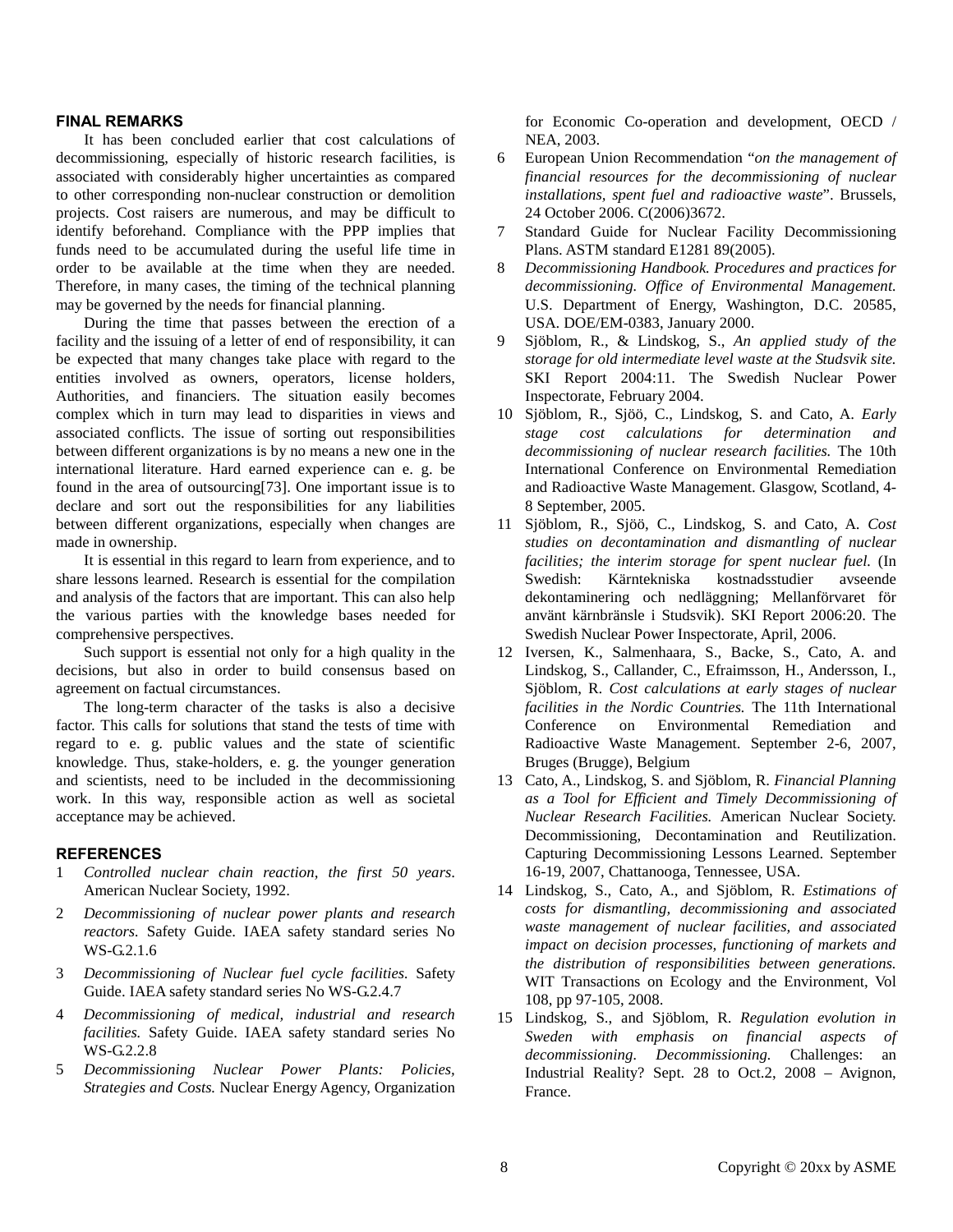## FINAL REMARKS

It has been concluded earlier that cost calculations of decommissioning, especially of historic research facilities, is associated with considerably higher uncertainties as compared to other corresponding non-nuclear construction or demolition projects. Cost raisers are numerous, and may be difficult to identify beforehand. Compliance with the PPP implies that funds need to be accumulated during the useful life time in order to be available at the time when they are needed. Therefore, in many cases, the timing of the technical planning may be governed by the needs for financial planning.

During the time that passes between the erection of a facility and the issuing of a letter of end of responsibility, it can be expected that many changes take place with regard to the entities involved as owners, operators, license holders, Authorities, and financiers. The situation easily becomes complex which in turn may lead to disparities in views and associated conflicts. The issue of sorting out responsibilities between different organizations is by no means a new one in the international literature. Hard earned experience can e. g. be found in the area of outsourcing[73]. One important issue is to declare and sort out the responsibilities for any liabilities between different organizations, especially when changes are made in ownership.

It is essential in this regard to learn from experience, and to share lessons learned. Research is essential for the compilation and analysis of the factors that are important. This can also help the various parties with the knowledge bases needed for comprehensive perspectives.

Such support is essential not only for a high quality in the decisions, but also in order to build consensus based on agreement on factual circumstances.

The long-term character of the tasks is also a decisive factor. This calls for solutions that stand the tests of time with regard to e. g. public values and the state of scientific knowledge. Thus, stake-holders, e. g. the younger generation and scientists, need to be included in the decommissioning work. In this way, responsible action as well as societal acceptance may be achieved.

## REFERENCES

1. *Controlled nuclear chain reaction, the first 50 years*. American Nuclear Society, 1992.
2. *Decommissioning of nuclear power plants and research reactors.* Safety Guide. IAEA safety standard series No WS-G.2.1.6
3. *Decommissioning of Nuclear fuel cycle facilities.* Safety Guide. IAEA safety standard series No WS-G.2.4.7
4. *Decommissioning of medical, industrial and research facilities.* Safety Guide. IAEA safety standard series No WS-G.2.2.8
5. *Decommissioning Nuclear Power Plants: Policies, Strategies and Costs.* Nuclear Energy Agency, Organization for Economic Co-operation and development, OECD / NEA, 2003.
6. European Union Recommendation "*on the management of financial resources for the decommissioning of nuclear installations, spent fuel and radioactive waste*". Brussels, 24 October 2006. C(2006)3672.
7. Standard Guide for Nuclear Facility Decommissioning Plans. ASTM standard E1281 89(2005).
8. *Decommissioning Handbook. Procedures and practices for decommissioning. Office of Environmental Management.* U.S. Department of Energy, Washington, D.C. 20585, USA. DOE/EM-0383, January 2000.
9. Sjöblom, R., & Lindskog, S., *An applied study of the storage for old intermediate level waste at the Studsvik site.* SKI Report 2004:11. The Swedish Nuclear Power Inspectorate, February 2004.
10. Sjöblom, R., Sjöö, C., Lindskog, S. and Cato, A. *Early stage cost calculations for determination and decommissioning of nuclear research facilities.* The 10th International Conference on Environmental Remediation and Radioactive Waste Management. Glasgow, Scotland, 4-8 September, 2005.
11. Sjöblom, R., Sjöö, C., Lindskog, S. and Cato, A. *Cost studies on decontamination and dismantling of nuclear facilities; the interim storage for spent nuclear fuel.* (In Swedish: Kärntekniska kostnadsstudier avseende dekontaminering och nedläggning; Mellanförvaret för använt kärnbränsle i Studsvik). SKI Report 2006:20. The Swedish Nuclear Power Inspectorate, April, 2006.
12. Iversen, K., Salmenhaara, S., Backe, S., Cato, A. and Lindskog, S., Callander, C., Efraimsson, H., Andersson, I., Sjöblom, R. *Cost calculations at early stages of nuclear facilities in the Nordic Countries.* The 11th International Conference on Environmental Remediation and Radioactive Waste Management. September 2-6, 2007, Bruges (Brugge), Belgium
13. Cato, A., Lindskog, S. and Sjöblom, R. *Financial Planning as a Tool for Efficient and Timely Decommissioning of Nuclear Research Facilities.* American Nuclear Society. Decommissioning, Decontamination and Reutilization. Capturing Decommissioning Lessons Learned. September 16-19, 2007, Chattanooga, Tennessee, USA.
14. Lindskog, S., Cato, A., and Sjöblom, R. *Estimations of costs for dismantling, decommissioning and associated waste management of nuclear facilities, and associated impact on decision processes, functioning of markets and the distribution of responsibilities between generations.* WIT Transactions on Ecology and the Environment, Vol 108, pp 97-105, 2008.
15. Lindskog, S., and Sjöblom, R. *Regulation evolution in Sweden with emphasis on financial aspects of decommissioning. Decommissioning.* Challenges: an Industrial Reality? Sept. 28 to Oct.2, 2008 – Avignon, France.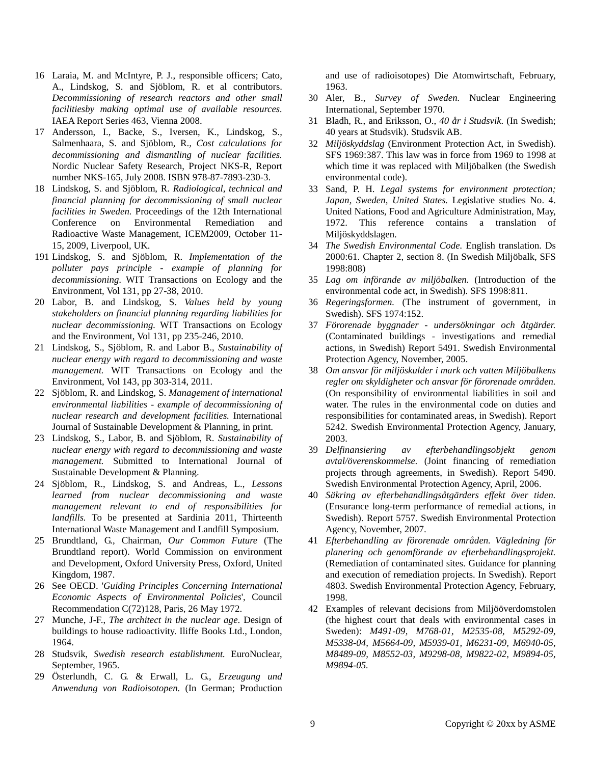16 Laraia, M. and McIntyre, P. J., responsible officers; Cato, A., Lindskog, S. and Sjöblom, R. et al contributors. *Decommissioning of research reactors and other small facilitiesby making optimal use of available resources.* IAEA Report Series 463, Vienna 2008.

17 Andersson, I., Backe, S., Iversen, K., Lindskog, S., Salmenhaara, S. and Sjöblom, R., *Cost calculations for decommissioning and dismantling of nuclear facilities.* Nordic Nuclear Safety Research, Project NKS-R, Report number NKS-165, July 2008. ISBN 978-87-7893-230-3.

18 Lindskog, S. and Sjöblom, R. *Radiological, technical and financial planning for decommissioning of small nuclear facilities in Sweden.* Proceedings of the 12th International Conference on Environmental Remediation and Radioactive Waste Management, ICEM2009, October 11-15, 2009, Liverpool, UK.

191 Lindskog, S. and Sjöblom, R. *Implementation of the polluter pays principle - example of planning for decommissioning*. WIT Transactions on Ecology and the Environment, Vol 131, pp 27-38, 2010.

20 Labor, B. and Lindskog, S. *Values held by young stakeholders on financial planning regarding liabilities for nuclear decommissioning.* WIT Transactions on Ecology and the Environment, Vol 131, pp 235-246, 2010.

21 Lindskog, S., Sjöblom, R. and Labor B., *Sustainability of nuclear energy with regard to decommissioning and waste management.* WIT Transactions on Ecology and the Environment, Vol 143, pp 303-314, 2011.

22 Sjöblom, R. and Lindskog, S. *Management of international environmental liabilities - example of decommissioning of nuclear research and development facilities.* International Journal of Sustainable Development & Planning, in print.

23 Lindskog, S., Labor, B. and Sjöblom, R. *Sustainability of nuclear energy with regard to decommissioning and waste management.* Submitted to International Journal of Sustainable Development & Planning.

24 Sjöblom, R., Lindskog, S. and Andreas, L., *Lessons learned from nuclear decommissioning and waste management relevant to end of responsibilities for landfills.* To be presented at Sardinia 2011, Thirteenth International Waste Management and Landfill Symposium.

25 Brundtland, G., Chairman, *Our Common Future* (The Brundtland report). World Commission on environment and Development, Oxford University Press, Oxford, United Kingdom, 1987.

26 See OECD. '*Guiding Principles Concerning International Economic Aspects of Environmental Policies*', Council Recommendation C(72)128, Paris, 26 May 1972.

27 Munche, J-F., *The architect in the nuclear age*. Design of buildings to house radioactivity. Iliffe Books Ltd., London, 1964.

28 Studsvik, *Swedish research establishment.* EuroNuclear, September, 1965.

29 Österlundh, C. G. & Erwall, L. G., *Erzeugung und Anwendung von Radioisotopen.* (In German; Production and use of radioisotopes) Die Atomwirtschaft, February, 1963.

30 Aler, B., *Survey of Sweden.* Nuclear Engineering International, September 1970.

31 Bladh, R., and Eriksson, O., *40 år i Studsvik.* (In Swedish; 40 years at Studsvik). Studsvik AB.

32 *Miljöskyddslag* (Environment Protection Act, in Swedish). SFS 1969:387. This law was in force from 1969 to 1998 at which time it was replaced with Miljöbalken (the Swedish environmental code).

33 Sand, P. H. *Legal systems for environment protection; Japan, Sweden, United States.* Legislative studies No. 4. United Nations, Food and Agriculture Administration, May, 1972. This reference contains a translation of Miljöskyddslagen.

34 *The Swedish Environmental Code.* English translation. Ds 2000:61. Chapter 2, section 8. (In Swedish Miljöbalk, SFS 1998:808)

35 *Lag om införande av miljöbalken.* (Introduction of the environmental code act, in Swedish). SFS 1998:811.

36 *Regeringsformen.* (The instrument of government, in Swedish). SFS 1974:152.

37 *Förorenade byggnader - undersökningar och åtgärder.* (Contaminated buildings - investigations and remedial actions, in Swedish) Report 5491. Swedish Environmental Protection Agency, November, 2005.

38 *Om ansvar för miljöskulder i mark och vatten Miljöbalkens regler om skyldigheter och ansvar för förorenade områden.* (On responsibility of environmental liabilities in soil and water. The rules in the environmental code on duties and responsibilities for contaminated areas, in Swedish). Report 5242. Swedish Environmental Protection Agency, January, 2003.

39 *Delfinansiering av efterbehandlingsobjekt genom avtal/överenskommelse.* (Joint financing of remediation projects through agreements, in Swedish). Report 5490. Swedish Environmental Protection Agency, April, 2006.

40 *Säkring av efterbehandlingsåtgärders effekt över tiden.* (Ensurance long-term performance of remedial actions, in Swedish). Report 5757. Swedish Environmental Protection Agency, November, 2007.

41 *Efterbehandling av förorenade områden. Vägledning för planering och genomförande av efterbehandlingsprojekt.* (Remediation of contaminated sites. Guidance for planning and execution of remediation projects. In Swedish). Report 4803. Swedish Environmental Protection Agency, February, 1998.

42 Examples of relevant decisions from Miljööverdomstolen (the highest court that deals with environmental cases in Sweden): *M491-09, M768-01, M2535-08, M5292-09, M5338-04, M5664-09, M5939-01, M6231-09, M6940-05, M8489-09, M8552-03, M9298-08, M9822-02, M9894-05, M9894-05.*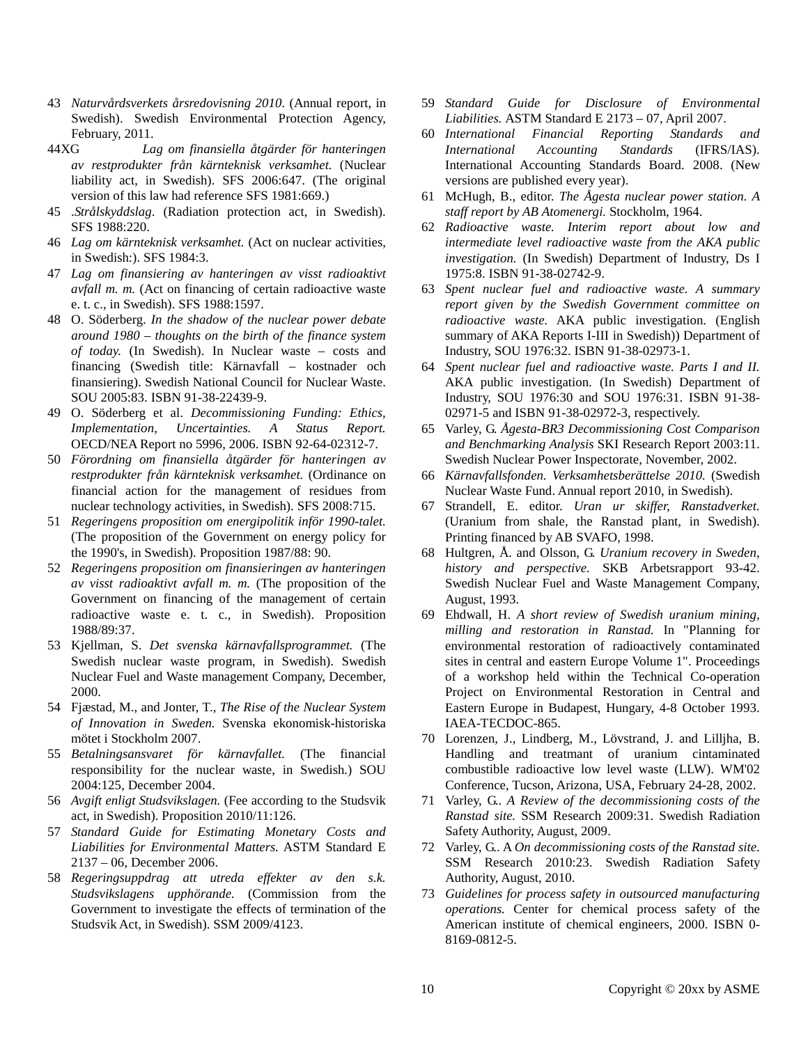43 *Naturvårdsverkets årsredovisning 2010*. (Annual report, in Swedish). Swedish Environmental Protection Agency, February, 2011.

44XG *Lag om finansiella åtgärder för hanteringen av restprodukter från kärnteknisk verksamhet.* (Nuclear liability act, in Swedish). SFS 2006:647. (The original version of this law had reference SFS 1981:669.)

45 .*Strålskyddslag*. (Radiation protection act, in Swedish). SFS 1988:220.

46 *Lag om kärnteknisk verksamhet.* (Act on nuclear activities, in Swedish:). SFS 1984:3.

47 *Lag om finansiering av hanteringen av visst radioaktivt avfall m. m.* (Act on financing of certain radioactive waste e. t. c., in Swedish). SFS 1988:1597.

48 O. Söderberg. *In the shadow of the nuclear power debate around 1980 – thoughts on the birth of the finance system of today.* (In Swedish). In Nuclear waste – costs and financing (Swedish title: Kärnavfall – kostnader och finansiering). Swedish National Council for Nuclear Waste. SOU 2005:83. ISBN 91-38-22439-9.

49 O. Söderberg et al. *Decommissioning Funding: Ethics, Implementation, Uncertainties. A Status Report.* OECD/NEA Report no 5996, 2006. ISBN 92-64-02312-7.

50 *Förordning om finansiella åtgärder för hanteringen av restprodukter från kärnteknisk verksamhet.* (Ordinance on financial action for the management of residues from nuclear technology activities, in Swedish). SFS 2008:715.

51 *Regeringens proposition om energipolitik inför 1990-talet.* (The proposition of the Government on energy policy for the 1990's, in Swedish). Proposition 1987/88: 90.

52 *Regeringens proposition om finansieringen av hanteringen av visst radioaktivt avfall m. m.* (The proposition of the Government on financing of the management of certain radioactive waste e. t. c., in Swedish). Proposition 1988/89:37.

53 Kjellman, S. *Det svenska kärnavfallsprogrammet.* (The Swedish nuclear waste program, in Swedish). Swedish Nuclear Fuel and Waste management Company, December, 2000.

54 Fjæstad, M., and Jonter, T., *The Rise of the Nuclear System of Innovation in Sweden.* Svenska ekonomisk-historiska mötet i Stockholm 2007.

55 *Betalningsansvaret för kärnavfallet.* (The financial responsibility for the nuclear waste, in Swedish.) SOU 2004:125, December 2004.

56 *Avgift enligt Studsvikslagen.* (Fee according to the Studsvik act, in Swedish). Proposition 2010/11:126.

57 *Standard Guide for Estimating Monetary Costs and Liabilities for Environmental Matters.* ASTM Standard E 2137 – 06, December 2006.

58 *Regeringsuppdrag att utreda effekter av den s.k. Studsvikslagens upphörande.* (Commission from the Government to investigate the effects of termination of the Studsvik Act, in Swedish). SSM 2009/4123.

59 *Standard Guide for Disclosure of Environmental Liabilities.* ASTM Standard E 2173 – 07, April 2007.

60 *International Financial Reporting Standards and International Accounting Standards* (IFRS/IAS). International Accounting Standards Board. 2008. (New versions are published every year).

61 McHugh, B., editor. *The Ågesta nuclear power station. A staff report by AB Atomenergi.* Stockholm, 1964.

62 *Radioactive waste. Interim report about low and intermediate level radioactive waste from the AKA public investigation.* (In Swedish) Department of Industry, Ds I 1975:8. ISBN 91-38-02742-9.

63 *Spent nuclear fuel and radioactive waste. A summary report given by the Swedish Government committee on radioactive waste.* AKA public investigation. (English summary of AKA Reports I-III in Swedish)) Department of Industry, SOU 1976:32. ISBN 91-38-02973-1.

64 *Spent nuclear fuel and radioactive waste. Parts I and II.* AKA public investigation. (In Swedish) Department of Industry, SOU 1976:30 and SOU 1976:31. ISBN 91-38-02971-5 and ISBN 91-38-02972-3, respectively.

65 Varley, G. *Ågesta-BR3 Decommissioning Cost Comparison and Benchmarking Analysis* SKI Research Report 2003:11. Swedish Nuclear Power Inspectorate, November, 2002.

66 *Kärnavfallsfonden. Verksamhetsberättelse 2010.* (Swedish Nuclear Waste Fund. Annual report 2010, in Swedish).

67 Strandell, E. editor. *Uran ur skiffer, Ranstadverket.* (Uranium from shale, the Ranstad plant, in Swedish). Printing financed by AB SVAFO, 1998.

68 Hultgren, Å. and Olsson, G. *Uranium recovery in Sweden, history and perspective.* SKB Arbetsrapport 93-42. Swedish Nuclear Fuel and Waste Management Company, August, 1993.

69 Ehdwall, H. *A short review of Swedish uranium mining, milling and restoration in Ranstad.* In "Planning for environmental restoration of radioactively contaminated sites in central and eastern Europe Volume 1". Proceedings of a workshop held within the Technical Co-operation Project on Environmental Restoration in Central and Eastern Europe in Budapest, Hungary, 4-8 October 1993. IAEA-TECDOC-865.

70 Lorenzen, J., Lindberg, M., Lövstrand, J. and Lilljha, B. Handling and treatmant of uranium cintaminated combustible radioactive low level waste (LLW). WM'02 Conference, Tucson, Arizona, USA, February 24-28, 2002.

71 Varley, G.. *A Review of the decommissioning costs of the Ranstad site.* SSM Research 2009:31. Swedish Radiation Safety Authority, August, 2009.

72 Varley, G.. A *On decommissioning costs of the Ranstad site.* SSM Research 2010:23. Swedish Radiation Safety Authority, August, 2010.

73 *Guidelines for process safety in outsourced manufacturing operations.* Center for chemical process safety of the American institute of chemical engineers, 2000. ISBN 0-8169-0812-5.

Copyright © 20xx by ASME